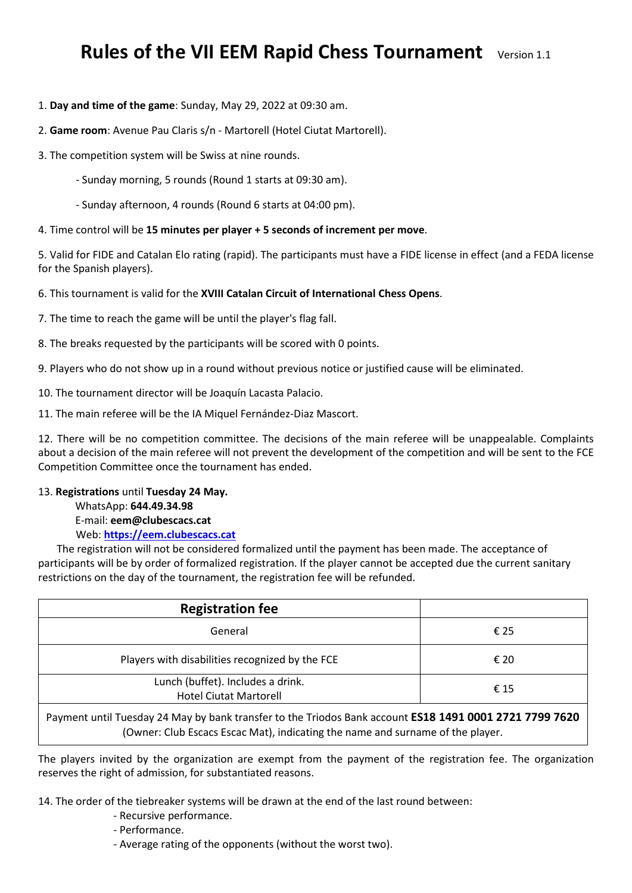# Rules of the VII EEM Rapid Chess Tournament Version 1.1

1. **Day and time of the game**: Sunday, May 29, 2022 at 09:30 am.

2. **Game room**: Avenue Pau Claris s/n - Martorell (Hotel Ciutat Martorell).

3. The competition system will be Swiss at nine rounds.

   - Sunday morning, 5 rounds (Round 1 starts at 09:30 am).

   - Sunday afternoon, 4 rounds (Round 6 starts at 04:00 pm).

4. Time control will be **15 minutes per player + 5 seconds of increment per move**.

5. Valid for FIDE and Catalan Elo rating (rapid). The participants must have a FIDE license in effect (and a FEDA license for the Spanish players).

6. This tournament is valid for the **XVIII Catalan Circuit of International Chess Opens**.

7. The time to reach the game will be until the player's flag fall.

8. The breaks requested by the participants will be scored with 0 points.

9. Players who do not show up in a round without previous notice or justified cause will be eliminated.

10. The tournament director will be Joaquín Lacasta Palacio.

11. The main referee will be the IA Miquel Fernández-Diaz Mascort.

12. There will be no competition committee. The decisions of the main referee will be unappealable. Complaints about a decision of the main referee will not prevent the development of the competition and will be sent to the FCE Competition Committee once the tournament has ended.

13. **Registrations** until **Tuesday 24 May.**
WhatsApp: **644.49.34.98**
E-mail: **eem@clubescacs.cat**
Web: **[https://eem.clubescacs.cat](https://eem.clubescacs.cat)**

The registration will not be considered formalized until the payment has been made. The acceptance of participants will be by order of formalized registration. If the player cannot be accepted due the current sanitary restrictions on the day of the tournament, the registration fee will be refunded.

| **Registration fee** | |
|---|---|
| General | € 25 |
| Players with disabilities recognized by the FCE | € 20 |
| Lunch (buffet). Includes a drink. Hotel Ciutat Martorell | € 15 |
| Payment until Tuesday 24 May by bank transfer to the Triodos Bank account **ES18 1491 0001 2721 7799 7620** (Owner: Club Escacs Escac Mat), indicating the name and surname of the player. | |

The players invited by the organization are exempt from the payment of the registration fee. The organization reserves the right of admission, for substantiated reasons.

14. The order of the tiebreaker systems will be drawn at the end of the last round between:
    - Recursive performance.
    - Performance.
    - Average rating of the opponents (without the worst two).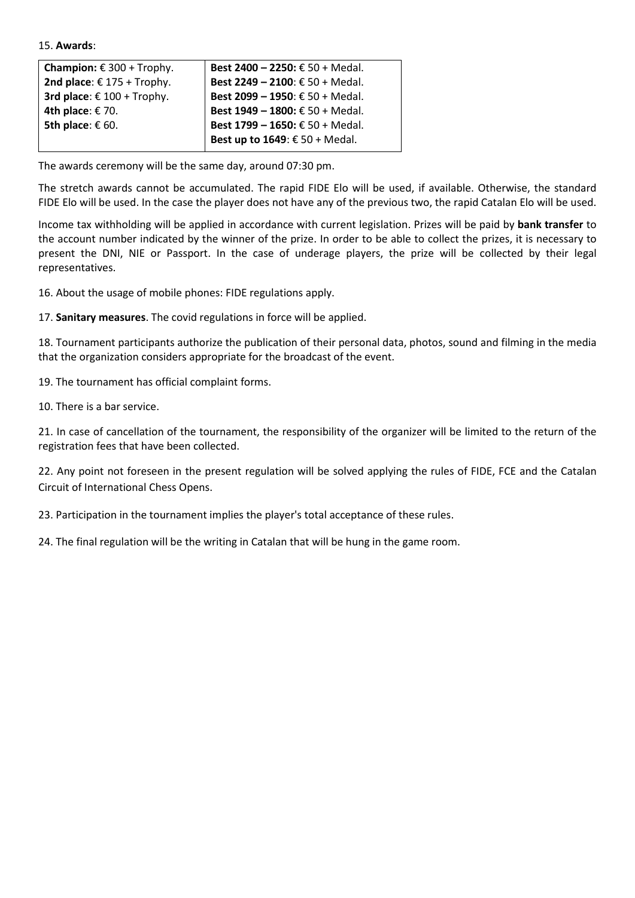15. **Awards**:

| | |
|---|---|
| **Champion:** € 300 + Trophy. | **Best 2400 – 2250:** € 50 + Medal. |
| **2nd place**: € 175 + Trophy. | **Best 2249 – 2100**: € 50 + Medal. |
| **3rd place**: € 100 + Trophy. | **Best 2099 – 1950**: € 50 + Medal. |
| **4th place**: € 70. | **Best 1949 – 1800:** € 50 + Medal. |
| **5th place**: € 60. | **Best 1799 – 1650:** € 50 + Medal. |
| | **Best up to 1649**: € 50 + Medal. |

The awards ceremony will be the same day, around 07:30 pm.

The stretch awards cannot be accumulated. The rapid FIDE Elo will be used, if available. Otherwise, the standard FIDE Elo will be used. In the case the player does not have any of the previous two, the rapid Catalan Elo will be used.

Income tax withholding will be applied in accordance with current legislation. Prizes will be paid by **bank transfer** to the account number indicated by the winner of the prize. In order to be able to collect the prizes, it is necessary to present the DNI, NIE or Passport. In the case of underage players, the prize will be collected by their legal representatives.

16. About the usage of mobile phones: FIDE regulations apply.

17. **Sanitary measures**. The covid regulations in force will be applied.

18. Tournament participants authorize the publication of their personal data, photos, sound and filming in the media that the organization considers appropriate for the broadcast of the event.

19. The tournament has official complaint forms.

10. There is a bar service.

21. In case of cancellation of the tournament, the responsibility of the organizer will be limited to the return of the registration fees that have been collected.

22. Any point not foreseen in the present regulation will be solved applying the rules of FIDE, FCE and the Catalan Circuit of International Chess Opens.

23. Participation in the tournament implies the player's total acceptance of these rules.

24. The final regulation will be the writing in Catalan that will be hung in the game room.